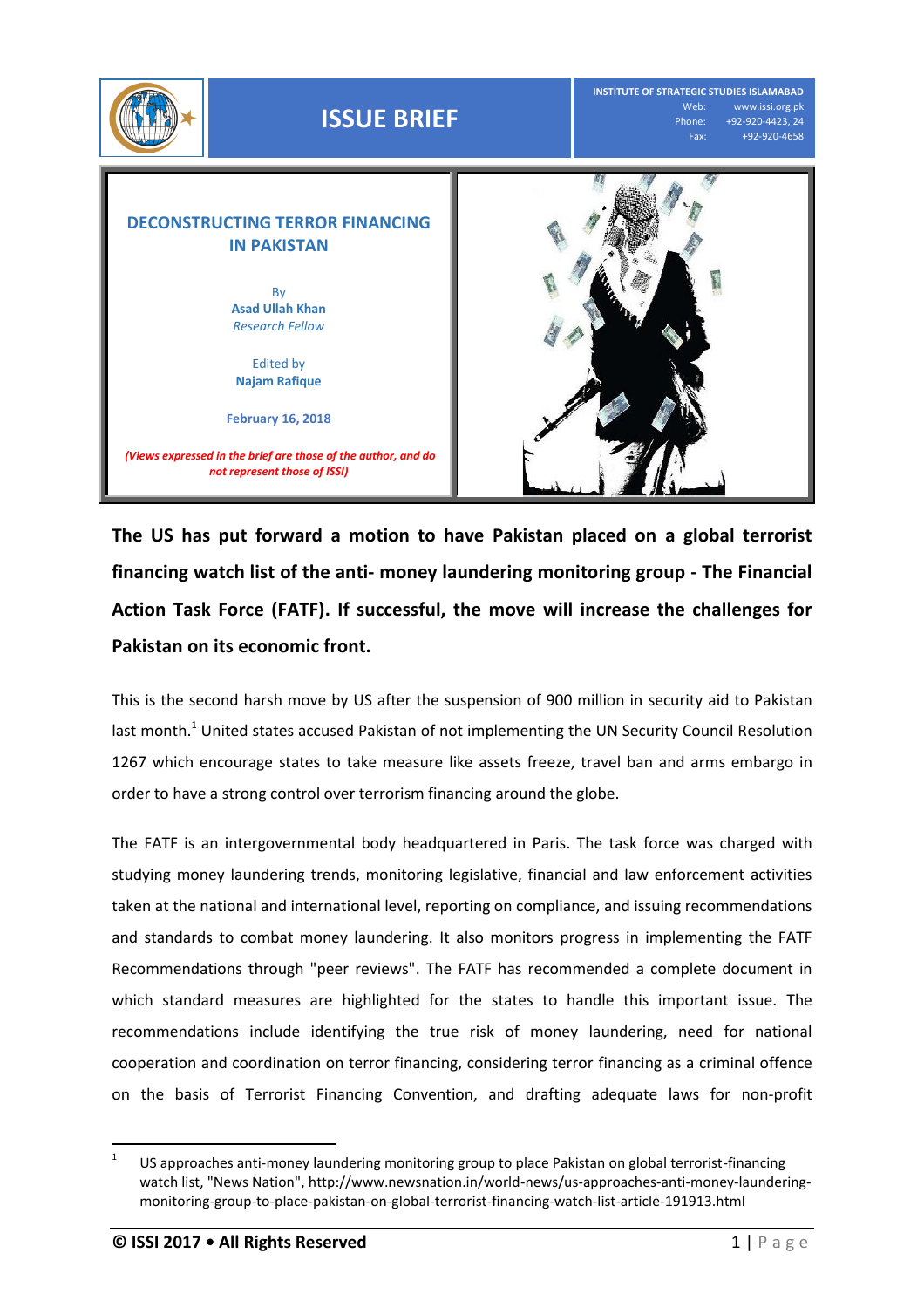INSTITUTE OF STRATEGIC STUDIES ISLAMABAD
Web: www.issi.org.pk
Phone: +92-920-4423, 24
Fax: +92-920-4658

# ISSUE BRIEF

## DECONSTRUCTING TERROR FINANCING IN PAKISTAN

By
**Asad Ullah Khan**
*Research Fellow*

Edited by
**Najam Rafique**

**February 16, 2018**

*(Views expressed in the brief are those of the author, and do not represent those of ISSI)*

**The US has put forward a motion to have Pakistan placed on a global terrorist financing watch list of the anti- money laundering monitoring group - The Financial Action Task Force (FATF). If successful, the move will increase the challenges for Pakistan on its economic front.**

This is the second harsh move by US after the suspension of 900 million in security aid to Pakistan last month.[1] United states accused Pakistan of not implementing the UN Security Council Resolution 1267 which encourage states to take measure like assets freeze, travel ban and arms embargo in order to have a strong control over terrorism financing around the globe.

The FATF is an intergovernmental body headquartered in Paris. The task force was charged with studying money laundering trends, monitoring legislative, financial and law enforcement activities taken at the national and international level, reporting on compliance, and issuing recommendations and standards to combat money laundering. It also monitors progress in implementing the FATF Recommendations through "peer reviews". The FATF has recommended a complete document in which standard measures are highlighted for the states to handle this important issue. The recommendations include identifying the true risk of money laundering, need for national cooperation and coordination on terror financing, considering terror financing as a criminal offence on the basis of Terrorist Financing Convention, and drafting adequate laws for non-profit

[1] US approaches anti-money laundering monitoring group to place Pakistan on global terrorist-financing watch list, "News Nation", http://www.newsnation.in/world-news/us-approaches-anti-money-laundering-monitoring-group-to-place-pakistan-on-global-terrorist-financing-watch-list-article-191913.html

**© ISSI 2017 • All Rights Reserved**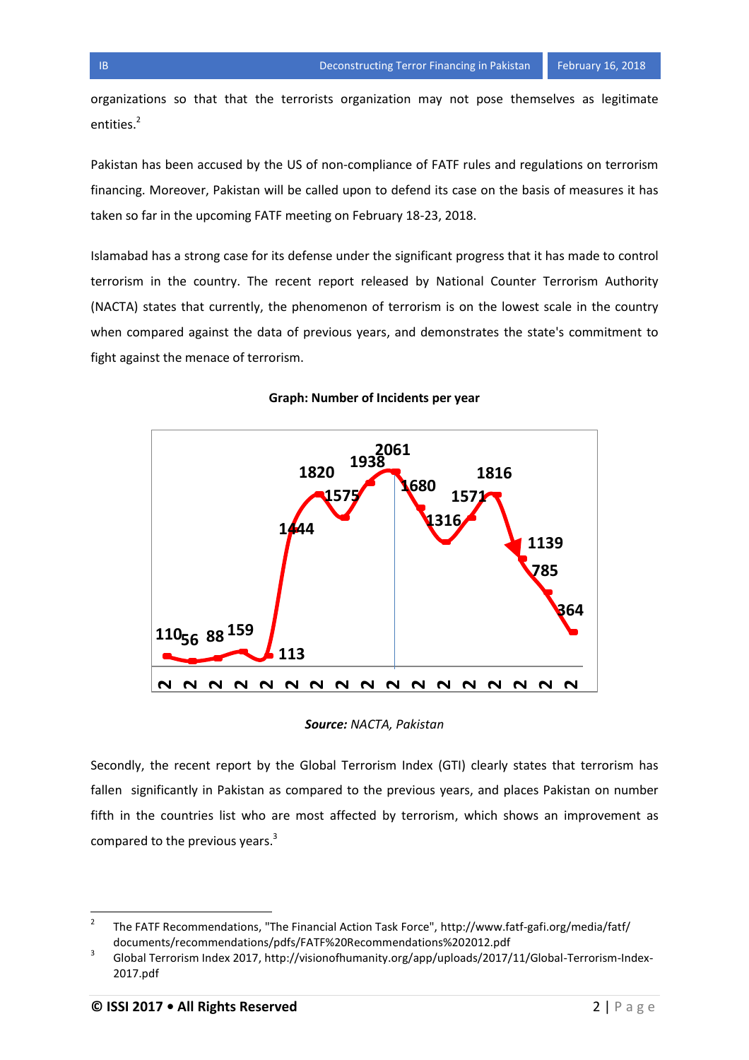organizations so that that the terrorists organization may not pose themselves as legitimate entities.[2]

Pakistan has been accused by the US of non-compliance of FATF rules and regulations on terrorism financing. Moreover, Pakistan will be called upon to defend its case on the basis of measures it has taken so far in the upcoming FATF meeting on February 18-23, 2018.

Islamabad has a strong case for its defense under the significant progress that it has made to control terrorism in the country. The recent report released by National Counter Terrorism Authority (NACTA) states that currently, the phenomenon of terrorism is on the lowest scale in the country when compared against the data of previous years, and demonstrates the state's commitment to fight against the menace of terrorism.

**Graph: Number of Incidents per year**

***Source:** NACTA, Pakistan*

Secondly, the recent report by the Global Terrorism Index (GTI) clearly states that terrorism has fallen significantly in Pakistan as compared to the previous years, and places Pakistan on number fifth in the countries list who are most affected by terrorism, which shows an improvement as compared to the previous years.[3]

---

[2] The FATF Recommendations, "The Financial Action Task Force", http://www.fatf-gafi.org/media/fatf/documents/recommendations/pdfs/FATF%20Recommendations%202012.pdf

[3] Global Terrorism Index 2017, http://visionofhumanity.org/app/uploads/2017/11/Global-Terrorism-Index-2017.pdf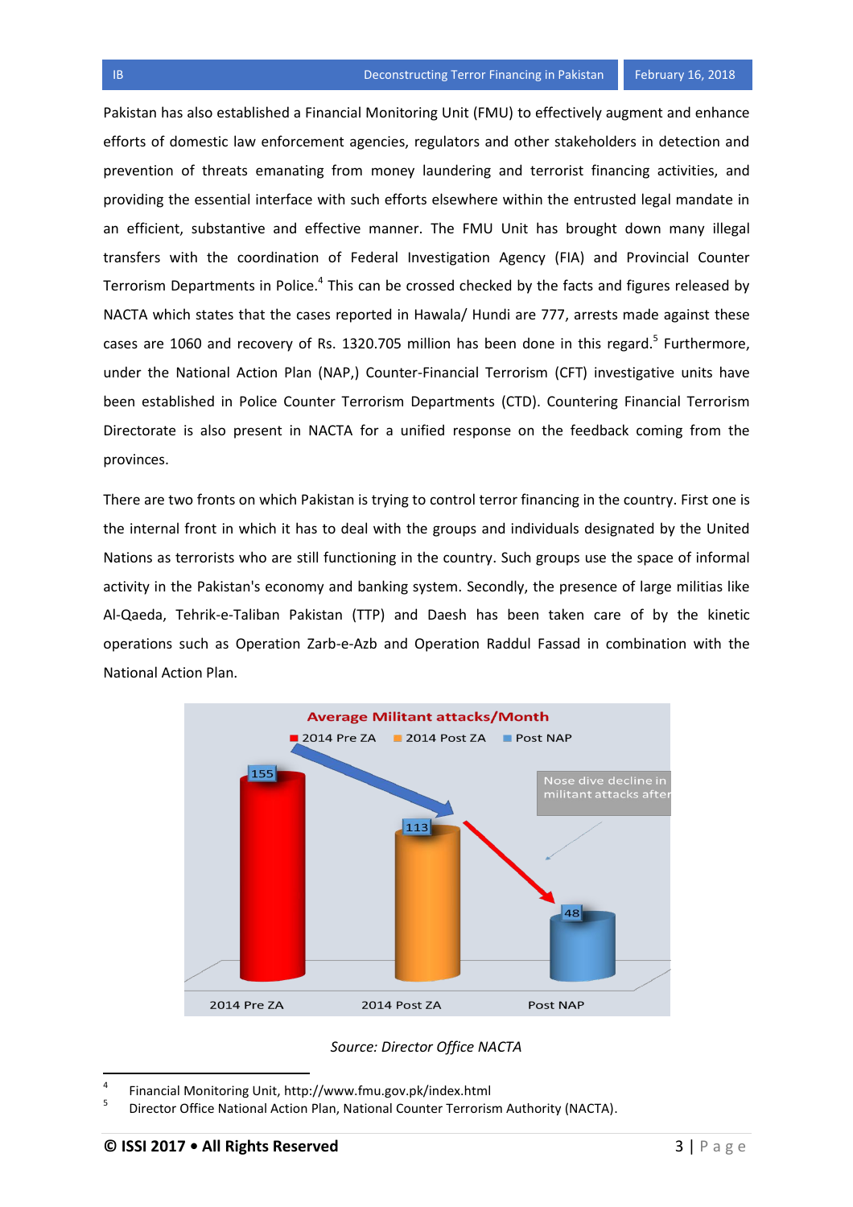Pakistan has also established a Financial Monitoring Unit (FMU) to effectively augment and enhance efforts of domestic law enforcement agencies, regulators and other stakeholders in detection and prevention of threats emanating from money laundering and terrorist financing activities, and providing the essential interface with such efforts elsewhere within the entrusted legal mandate in an efficient, substantive and effective manner. The FMU Unit has brought down many illegal transfers with the coordination of Federal Investigation Agency (FIA) and Provincial Counter Terrorism Departments in Police.[4] This can be crossed checked by the facts and figures released by NACTA which states that the cases reported in Hawala/ Hundi are 777, arrests made against these cases are 1060 and recovery of Rs. 1320.705 million has been done in this regard.[5] Furthermore, under the National Action Plan (NAP,) Counter-Financial Terrorism (CFT) investigative units have been established in Police Counter Terrorism Departments (CTD). Countering Financial Terrorism Directorate is also present in NACTA for a unified response on the feedback coming from the provinces.

There are two fronts on which Pakistan is trying to control terror financing in the country. First one is the internal front in which it has to deal with the groups and individuals designated by the United Nations as terrorists who are still functioning in the country. Such groups use the space of informal activity in the Pakistan's economy and banking system. Secondly, the presence of large militias like Al-Qaeda, Tehrik-e-Taliban Pakistan (TTP) and Daesh has been taken care of by the kinetic operations such as Operation Zarb-e-Azb and Operation Raddul Fassad in combination with the National Action Plan.

**Average Militant attacks/Month**

| | 2014 Pre ZA | 2014 Post ZA | Post NAP |
|---|---|---|---|
| Average Militant attacks/Month | 155 | 113 | 48 |

Nose dive decline in militant attacks after

*Source: Director Office NACTA*

---

4 Financial Monitoring Unit, http://www.fmu.gov.pk/index.html

5 Director Office National Action Plan, National Counter Terrorism Authority (NACTA).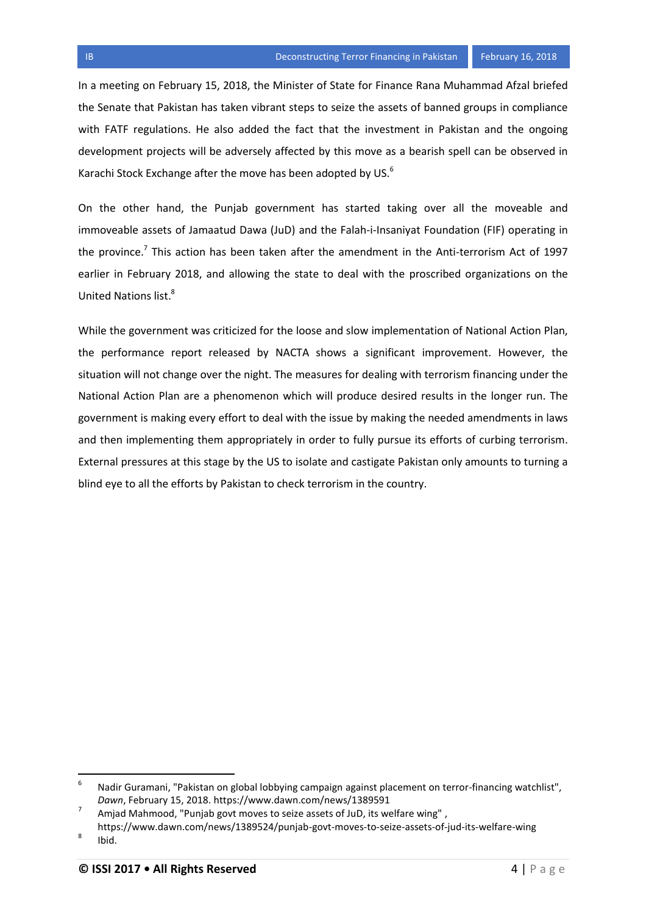In a meeting on February 15, 2018, the Minister of State for Finance Rana Muhammad Afzal briefed the Senate that Pakistan has taken vibrant steps to seize the assets of banned groups in compliance with FATF regulations. He also added the fact that the investment in Pakistan and the ongoing development projects will be adversely affected by this move as a bearish spell can be observed in Karachi Stock Exchange after the move has been adopted by US.[6]

On the other hand, the Punjab government has started taking over all the moveable and immoveable assets of Jamaatud Dawa (JuD) and the Falah-i-Insaniyat Foundation (FIF) operating in the province.[7] This action has been taken after the amendment in the Anti-terrorism Act of 1997 earlier in February 2018, and allowing the state to deal with the proscribed organizations on the United Nations list.[8]

While the government was criticized for the loose and slow implementation of National Action Plan, the performance report released by NACTA shows a significant improvement. However, the situation will not change over the night. The measures for dealing with terrorism financing under the National Action Plan are a phenomenon which will produce desired results in the longer run. The government is making every effort to deal with the issue by making the needed amendments in laws and then implementing them appropriately in order to fully pursue its efforts of curbing terrorism. External pressures at this stage by the US to isolate and castigate Pakistan only amounts to turning a blind eye to all the efforts by Pakistan to check terrorism in the country.

---

[6] Nadir Guramani, "Pakistan on global lobbying campaign against placement on terror-financing watchlist", *Dawn*, February 15, 2018. https://www.dawn.com/news/1389591

[7] Amjad Mahmood, "Punjab govt moves to seize assets of JuD, its welfare wing" , https://www.dawn.com/news/1389524/punjab-govt-moves-to-seize-assets-of-jud-its-welfare-wing

[8] Ibid.